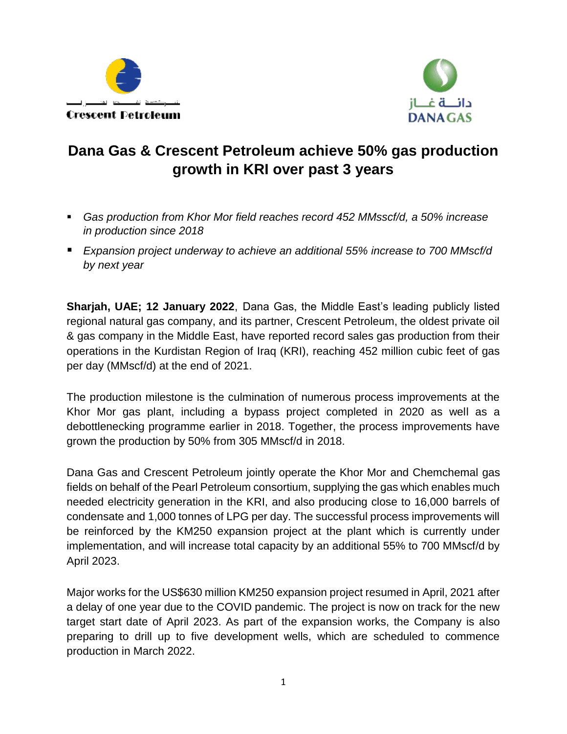Crescent Petroleum

دانـة غـاز
DANA GAS

# Dana Gas & Crescent Petroleum achieve 50% gas production growth in KRI over past 3 years

- *Gas production from Khor Mor field reaches record 452 MMsscf/d, a 50% increase in production since 2018*
- *Expansion project underway to achieve an additional 55% increase to 700 MMscf/d by next year*

**Sharjah, UAE; 12 January 2022**, Dana Gas, the Middle East's leading publicly listed regional natural gas company, and its partner, Crescent Petroleum, the oldest private oil & gas company in the Middle East, have reported record sales gas production from their operations in the Kurdistan Region of Iraq (KRI), reaching 452 million cubic feet of gas per day (MMscf/d) at the end of 2021.

The production milestone is the culmination of numerous process improvements at the Khor Mor gas plant, including a bypass project completed in 2020 as well as a debottlenecking programme earlier in 2018. Together, the process improvements have grown the production by 50% from 305 MMscf/d in 2018.

Dana Gas and Crescent Petroleum jointly operate the Khor Mor and Chemchemal gas fields on behalf of the Pearl Petroleum consortium, supplying the gas which enables much needed electricity generation in the KRI, and also producing close to 16,000 barrels of condensate and 1,000 tonnes of LPG per day. The successful process improvements will be reinforced by the KM250 expansion project at the plant which is currently under implementation, and will increase total capacity by an additional 55% to 700 MMscf/d by April 2023.

Major works for the US$630 million KM250 expansion project resumed in April, 2021 after a delay of one year due to the COVID pandemic. The project is now on track for the new target start date of April 2023. As part of the expansion works, the Company is also preparing to drill up to five development wells, which are scheduled to commence production in March 2022.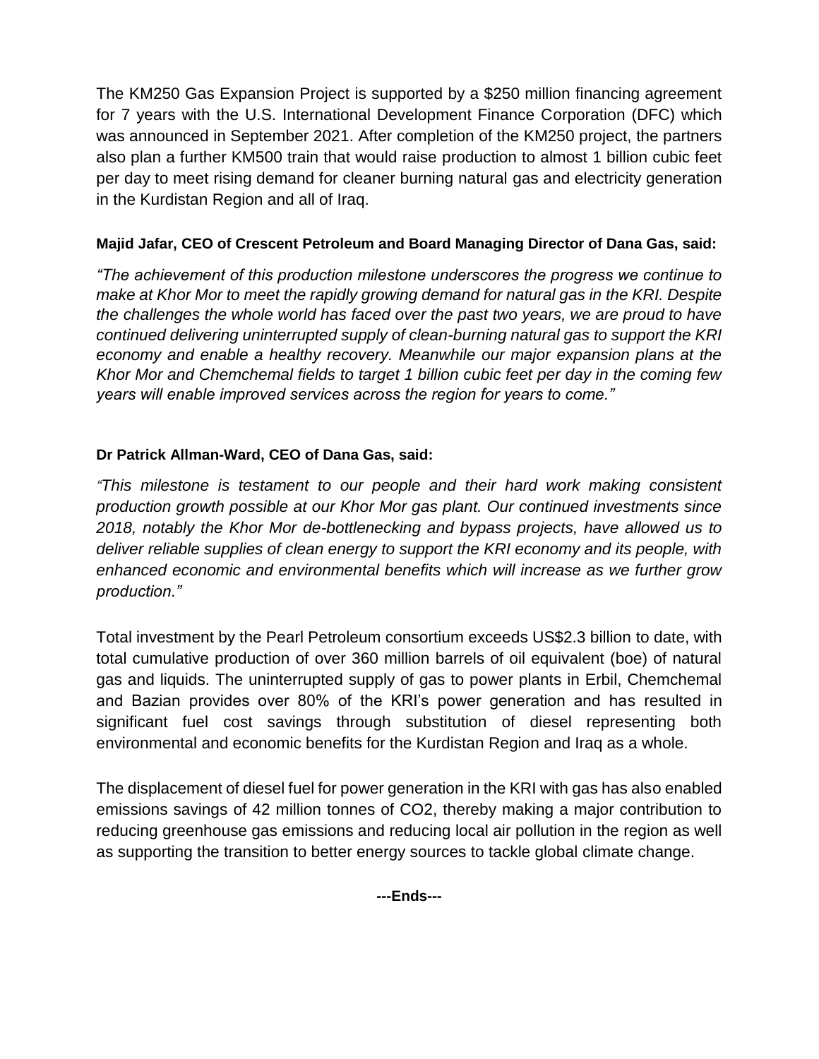The KM250 Gas Expansion Project is supported by a $250 million financing agreement for 7 years with the U.S. International Development Finance Corporation (DFC) which was announced in September 2021. After completion of the KM250 project, the partners also plan a further KM500 train that would raise production to almost 1 billion cubic feet per day to meet rising demand for cleaner burning natural gas and electricity generation in the Kurdistan Region and all of Iraq.

**Majid Jafar, CEO of Crescent Petroleum and Board Managing Director of Dana Gas, said:**

*"The achievement of this production milestone underscores the progress we continue to make at Khor Mor to meet the rapidly growing demand for natural gas in the KRI. Despite the challenges the whole world has faced over the past two years, we are proud to have continued delivering uninterrupted supply of clean-burning natural gas to support the KRI economy and enable a healthy recovery. Meanwhile our major expansion plans at the Khor Mor and Chemchemal fields to target 1 billion cubic feet per day in the coming few years will enable improved services across the region for years to come."*

**Dr Patrick Allman-Ward, CEO of Dana Gas, said:**

*"This milestone is testament to our people and their hard work making consistent production growth possible at our Khor Mor gas plant. Our continued investments since 2018, notably the Khor Mor de-bottlenecking and bypass projects, have allowed us to deliver reliable supplies of clean energy to support the KRI economy and its people, with enhanced economic and environmental benefits which will increase as we further grow production."*

Total investment by the Pearl Petroleum consortium exceeds US$2.3 billion to date, with total cumulative production of over 360 million barrels of oil equivalent (boe) of natural gas and liquids. The uninterrupted supply of gas to power plants in Erbil, Chemchemal and Bazian provides over 80% of the KRI's power generation and has resulted in significant fuel cost savings through substitution of diesel representing both environmental and economic benefits for the Kurdistan Region and Iraq as a whole.

The displacement of diesel fuel for power generation in the KRI with gas has also enabled emissions savings of 42 million tonnes of $CO_2$, thereby making a major contribution to reducing greenhouse gas emissions and reducing local air pollution in the region as well as supporting the transition to better energy sources to tackle global climate change.

**---Ends---**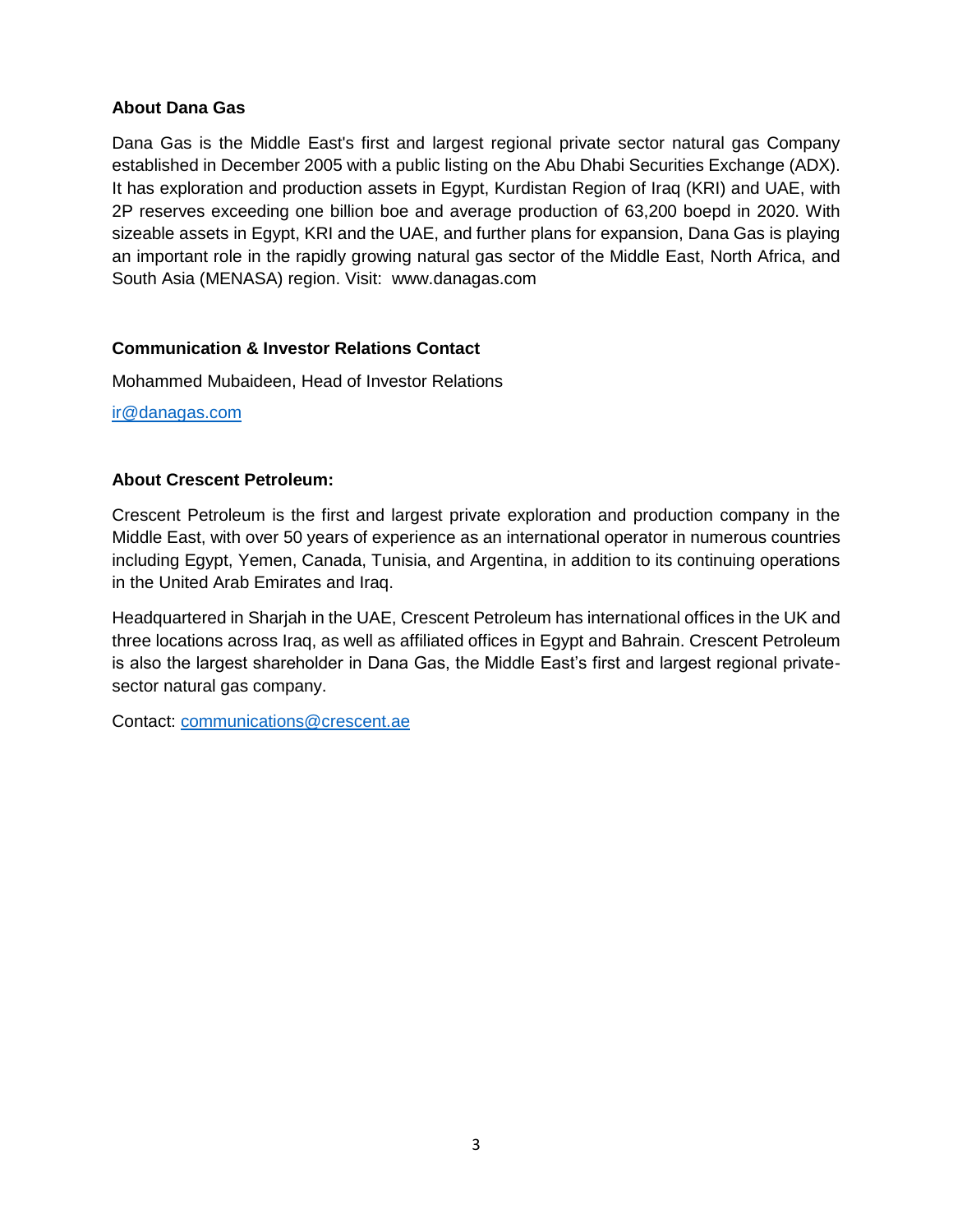## About Dana Gas

Dana Gas is the Middle East's first and largest regional private sector natural gas Company established in December 2005 with a public listing on the Abu Dhabi Securities Exchange (ADX). It has exploration and production assets in Egypt, Kurdistan Region of Iraq (KRI) and UAE, with 2P reserves exceeding one billion boe and average production of 63,200 boepd in 2020. With sizeable assets in Egypt, KRI and the UAE, and further plans for expansion, Dana Gas is playing an important role in the rapidly growing natural gas sector of the Middle East, North Africa, and South Asia (MENASA) region. Visit: www.danagas.com

## Communication & Investor Relations Contact

Mohammed Mubaideen, Head of Investor Relations

ir@danagas.com

## About Crescent Petroleum:

Crescent Petroleum is the first and largest private exploration and production company in the Middle East, with over 50 years of experience as an international operator in numerous countries including Egypt, Yemen, Canada, Tunisia, and Argentina, in addition to its continuing operations in the United Arab Emirates and Iraq.

Headquartered in Sharjah in the UAE, Crescent Petroleum has international offices in the UK and three locations across Iraq, as well as affiliated offices in Egypt and Bahrain. Crescent Petroleum is also the largest shareholder in Dana Gas, the Middle East's first and largest regional private-sector natural gas company.

Contact: communications@crescent.ae